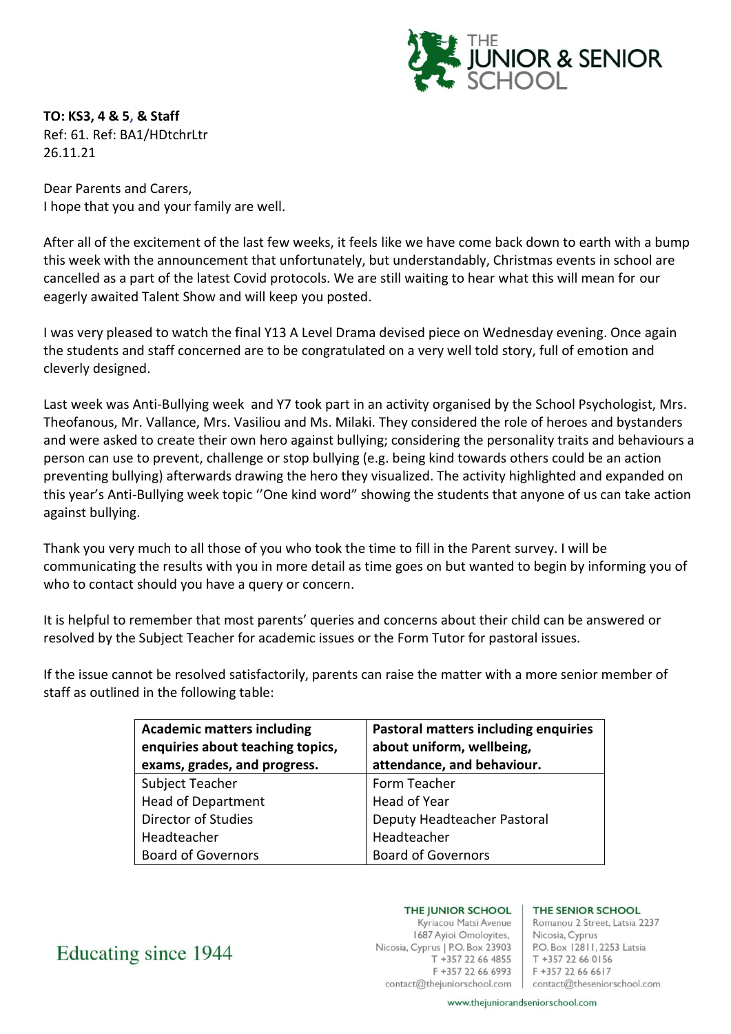**TO: KS3, 4 & 5, & Staff**
Ref: 61. Ref: BA1/HDtchrLtr
26.11.21

Dear Parents and Carers,
I hope that you and your family are well.

After all of the excitement of the last few weeks, it feels like we have come back down to earth with a bump this week with the announcement that unfortunately, but understandably, Christmas events in school are cancelled as a part of the latest Covid protocols. We are still waiting to hear what this will mean for our eagerly awaited Talent Show and will keep you posted.

I was very pleased to watch the final Y13 A Level Drama devised piece on Wednesday evening. Once again the students and staff concerned are to be congratulated on a very well told story, full of emotion and cleverly designed.

Last week was Anti-Bullying week and Y7 took part in an activity organised by the School Psychologist, Mrs. Theofanous, Mr. Vallance, Mrs. Vasiliou and Ms. Milaki. They considered the role of heroes and bystanders and were asked to create their own hero against bullying; considering the personality traits and behaviours a person can use to prevent, challenge or stop bullying (e.g. being kind towards others could be an action preventing bullying) afterwards drawing the hero they visualized. The activity highlighted and expanded on this year's Anti-Bullying week topic ''One kind word" showing the students that anyone of us can take action against bullying.

Thank you very much to all those of you who took the time to fill in the Parent survey. I will be communicating the results with you in more detail as time goes on but wanted to begin by informing you of who to contact should you have a query or concern.

It is helpful to remember that most parents' queries and concerns about their child can be answered or resolved by the Subject Teacher for academic issues or the Form Tutor for pastoral issues.

If the issue cannot be resolved satisfactorily, parents can raise the matter with a more senior member of staff as outlined in the following table:

| Academic matters including enquiries about teaching topics, exams, grades, and progress. | Pastoral matters including enquiries about uniform, wellbeing, attendance, and behaviour. |
|---|---|
| Subject Teacher | Form Teacher |
| Head of Department | Head of Year |
| Director of Studies | Deputy Headteacher Pastoral |
| Headteacher | Headteacher |
| Board of Governors | Board of Governors |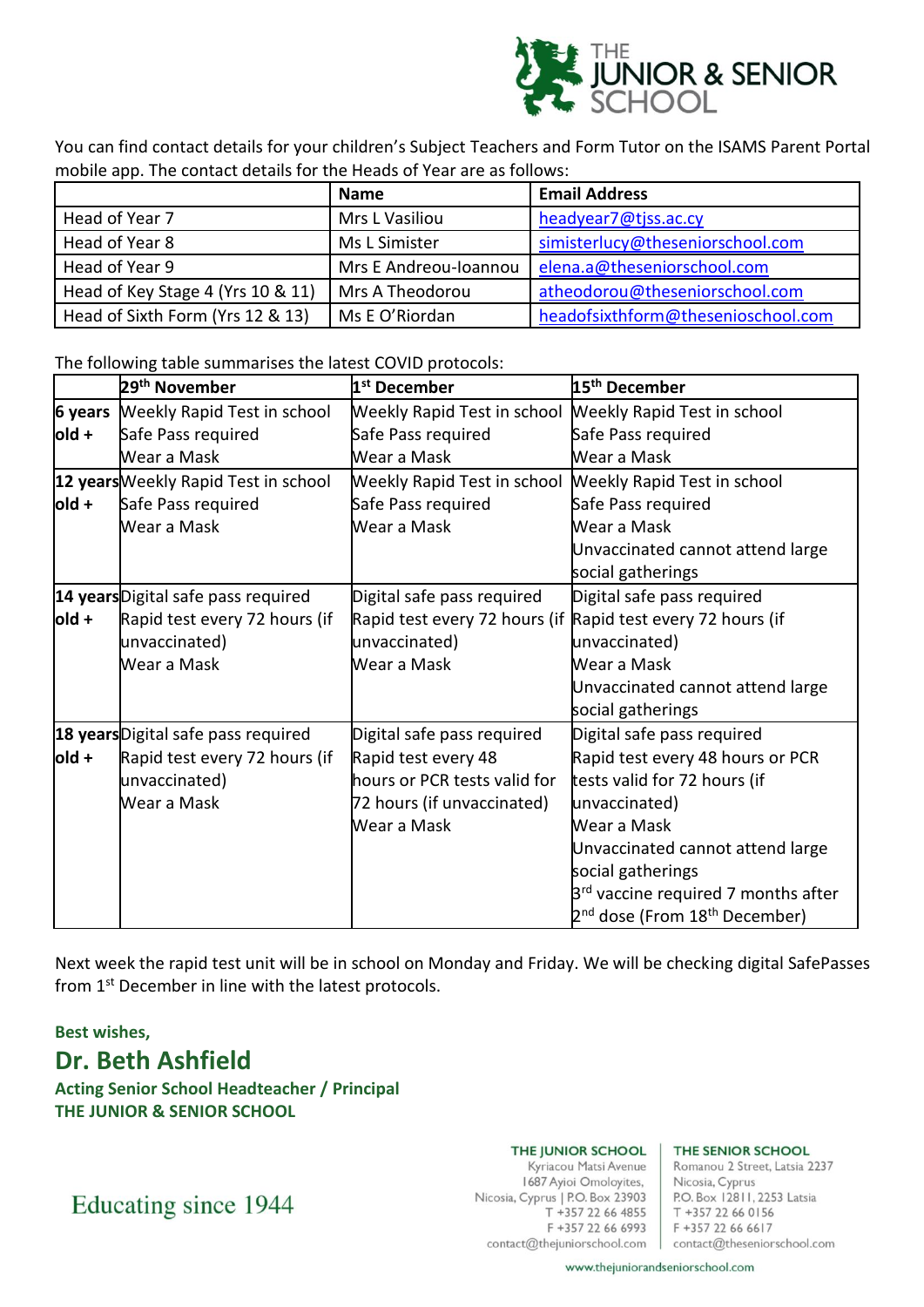You can find contact details for your children's Subject Teachers and Form Tutor on the ISAMS Parent Portal mobile app. The contact details for the Heads of Year are as follows:

| | Name | Email Address |
|---|---|---|
| Head of Year 7 | Mrs L Vasiliou | headyear7@tjss.ac.cy |
| Head of Year 8 | Ms L Simister | simisterlucy@theseniorschool.com |
| Head of Year 9 | Mrs E Andreou-Ioannou | elena.a@theseniorschool.com |
| Head of Key Stage 4 (Yrs 10 & 11) | Mrs A Theodorou | atheodorou@theseniorschool.com |
| Head of Sixth Form (Yrs 12 & 13) | Ms E O'Riordan | headofsixthform@thesenioschool.com |

The following table summarises the latest COVID protocols:

| | 29th November | 1st December | 15th December |
|---|---|---|---|
| **6 years old +** | Weekly Rapid Test in school<br>Safe Pass required<br>Wear a Mask | Weekly Rapid Test in school<br>Safe Pass required<br>Wear a Mask | Weekly Rapid Test in school<br>Safe Pass required<br>Wear a Mask |
| **12 years old +** | Weekly Rapid Test in school<br>Safe Pass required<br>Wear a Mask | Weekly Rapid Test in school<br>Safe Pass required<br>Wear a Mask | Weekly Rapid Test in school<br>Safe Pass required<br>Wear a Mask<br>Unvaccinated cannot attend large social gatherings |
| **14 years old +** | Digital safe pass required<br>Rapid test every 72 hours (if unvaccinated)<br>Wear a Mask | Digital safe pass required<br>Rapid test every 72 hours (if unvaccinated)<br>Wear a Mask | Digital safe pass required<br>Rapid test every 72 hours (if unvaccinated)<br>Wear a Mask<br>Unvaccinated cannot attend large social gatherings |
| **18 years old +** | Digital safe pass required<br>Rapid test every 72 hours (if unvaccinated)<br>Wear a Mask | Digital safe pass required<br>Rapid test every 48 hours or PCR tests valid for 72 hours (if unvaccinated)<br>Wear a Mask | Digital safe pass required<br>Rapid test every 48 hours or PCR tests valid for 72 hours (if unvaccinated)<br>Wear a Mask<br>Unvaccinated cannot attend large social gatherings<br>3rd vaccine required 7 months after 2nd dose (From 18th December) |

Next week the rapid test unit will be in school on Monday and Friday. We will be checking digital SafePasses from 1st December in line with the latest protocols.

**Best wishes,**

**Dr. Beth Ashfield**

**Acting Senior School Headteacher / Principal**
**THE JUNIOR & SENIOR SCHOOL**

Educating since 1944

**THE JUNIOR SCHOOL**
Kyriacou Matsi Avenue
1687 Ayioi Omoloyites,
Nicosia, Cyprus | P.O. Box 23903
T +357 22 66 4855
F +357 22 66 6993
contact@thejuniorschool.com

**THE SENIOR SCHOOL**
Romanou 2 Street, Latsia 2237
Nicosia, Cyprus
P.O. Box 12811, 2253 Latsia
T +357 22 66 0156
F +357 22 66 6617
contact@theseniorschool.com

www.thejuniorandseniorschool.com